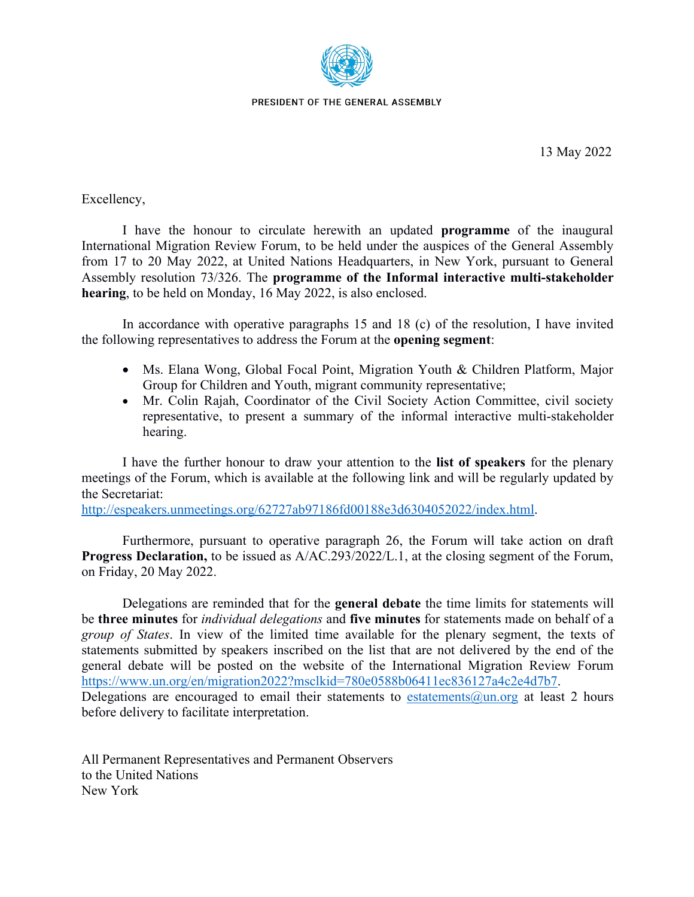PRESIDENT OF THE GENERAL ASSEMBLY

13 May 2022

Excellency,

I have the honour to circulate herewith an updated **programme** of the inaugural International Migration Review Forum, to be held under the auspices of the General Assembly from 17 to 20 May 2022, at United Nations Headquarters, in New York, pursuant to General Assembly resolution 73/326. The **programme of the Informal interactive multi-stakeholder hearing**, to be held on Monday, 16 May 2022, is also enclosed.

In accordance with operative paragraphs 15 and 18 (c) of the resolution, I have invited the following representatives to address the Forum at the **opening segment**:

- Ms. Elana Wong, Global Focal Point, Migration Youth & Children Platform, Major Group for Children and Youth, migrant community representative;
- Mr. Colin Rajah, Coordinator of the Civil Society Action Committee, civil society representative, to present a summary of the informal interactive multi-stakeholder hearing.

I have the further honour to draw your attention to the **list of speakers** for the plenary meetings of the Forum, which is available at the following link and will be regularly updated by the Secretariat:
http://espeakers.unmeetings.org/62727ab97186fd00188e3d6304052022/index.html.

Furthermore, pursuant to operative paragraph 26, the Forum will take action on draft **Progress Declaration,** to be issued as A/AC.293/2022/L.1, at the closing segment of the Forum, on Friday, 20 May 2022.

Delegations are reminded that for the **general debate** the time limits for statements will be **three minutes** for *individual delegations* and **five minutes** for statements made on behalf of a *group of States*. In view of the limited time available for the plenary segment, the texts of statements submitted by speakers inscribed on the list that are not delivered by the end of the general debate will be posted on the website of the International Migration Review Forum https://www.un.org/en/migration2022?msclkid=780e0588b06411ec836127a4c2e4d7b7.
Delegations are encouraged to email their statements to estatements@un.org at least 2 hours before delivery to facilitate interpretation.

All Permanent Representatives and Permanent Observers
to the United Nations
New York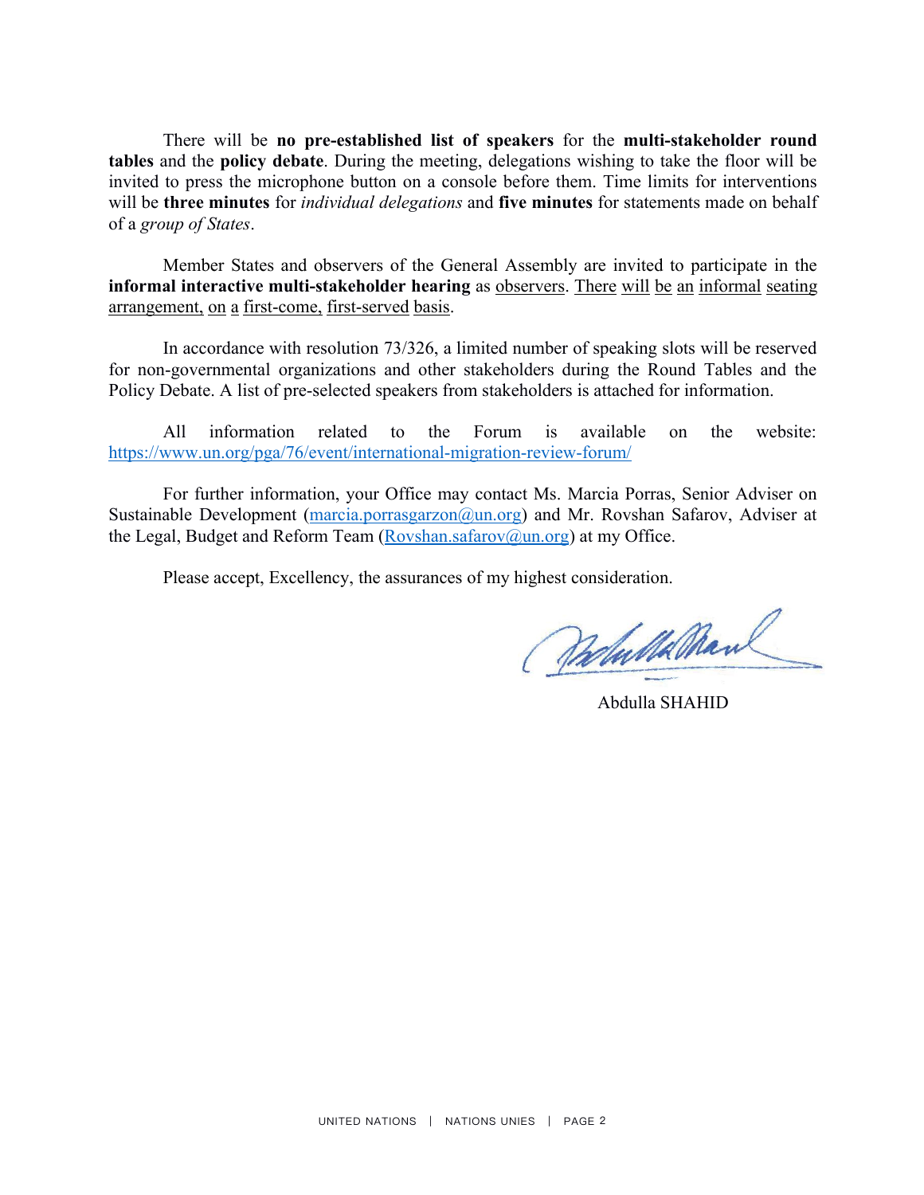There will be **no pre-established list of speakers** for the **multi-stakeholder round tables** and the **policy debate**. During the meeting, delegations wishing to take the floor will be invited to press the microphone button on a console before them. Time limits for interventions will be **three minutes** for *individual delegations* and **five minutes** for statements made on behalf of a *group of States*.

Member States and observers of the General Assembly are invited to participate in the **informal interactive multi-stakeholder hearing** as observers. There will be an informal seating arrangement, on a first-come, first-served basis.

In accordance with resolution 73/326, a limited number of speaking slots will be reserved for non-governmental organizations and other stakeholders during the Round Tables and the Policy Debate. A list of pre-selected speakers from stakeholders is attached for information.

All information related to the Forum is available on the website: https://www.un.org/pga/76/event/international-migration-review-forum/

For further information, your Office may contact Ms. Marcia Porras, Senior Adviser on Sustainable Development (marcia.porrasgarzon@un.org) and Mr. Rovshan Safarov, Adviser at the Legal, Budget and Reform Team (Rovshan.safarov@un.org) at my Office.

Please accept, Excellency, the assurances of my highest consideration.

Abdulla SHAHID